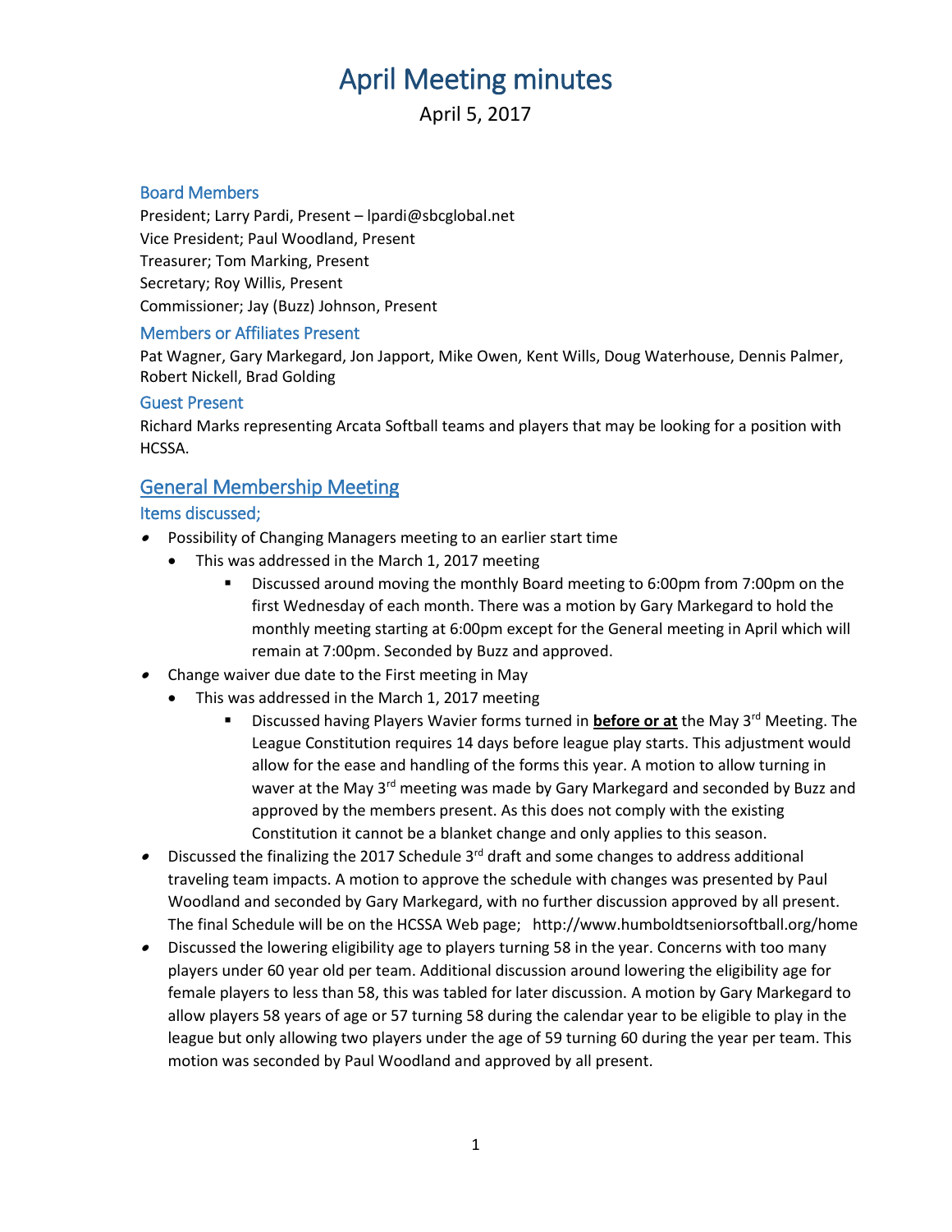# April Meeting minutes

April 5, 2017

### Board Members

President; Larry Pardi, Present – lpardi@sbcglobal.net
Vice President; Paul Woodland, Present
Treasurer; Tom Marking, Present
Secretary; Roy Willis, Present
Commissioner; Jay (Buzz) Johnson, Present

### Members or Affiliates Present

Pat Wagner, Gary Markegard, Jon Japport, Mike Owen, Kent Wills, Doug Waterhouse, Dennis Palmer, Robert Nickell, Brad Golding

### Guest Present

Richard Marks representing Arcata Softball teams and players that may be looking for a position with HCSSA.

## General Membership Meeting

### Items discussed;

- Possibility of Changing Managers meeting to an earlier start time
  - This was addressed in the March 1, 2017 meeting
    - Discussed around moving the monthly Board meeting to 6:00pm from 7:00pm on the first Wednesday of each month. There was a motion by Gary Markegard to hold the monthly meeting starting at 6:00pm except for the General meeting in April which will remain at 7:00pm. Seconded by Buzz and approved.
- Change waiver due date to the First meeting in May
  - This was addressed in the March 1, 2017 meeting
    - Discussed having Players Wavier forms turned in **before or at** the May 3rd Meeting. The League Constitution requires 14 days before league play starts. This adjustment would allow for the ease and handling of the forms this year. A motion to allow turning in waver at the May 3rd meeting was made by Gary Markegard and seconded by Buzz and approved by the members present. As this does not comply with the existing Constitution it cannot be a blanket change and only applies to this season.
- Discussed the finalizing the 2017 Schedule 3rd draft and some changes to address additional traveling team impacts. A motion to approve the schedule with changes was presented by Paul Woodland and seconded by Gary Markegard, with no further discussion approved by all present. The final Schedule will be on the HCSSA Web page; http://www.humboldtseniorsoftball.org/home
- Discussed the lowering eligibility age to players turning 58 in the year. Concerns with too many players under 60 year old per team. Additional discussion around lowering the eligibility age for female players to less than 58, this was tabled for later discussion. A motion by Gary Markegard to allow players 58 years of age or 57 turning 58 during the calendar year to be eligible to play in the league but only allowing two players under the age of 59 turning 60 during the year per team. This motion was seconded by Paul Woodland and approved by all present.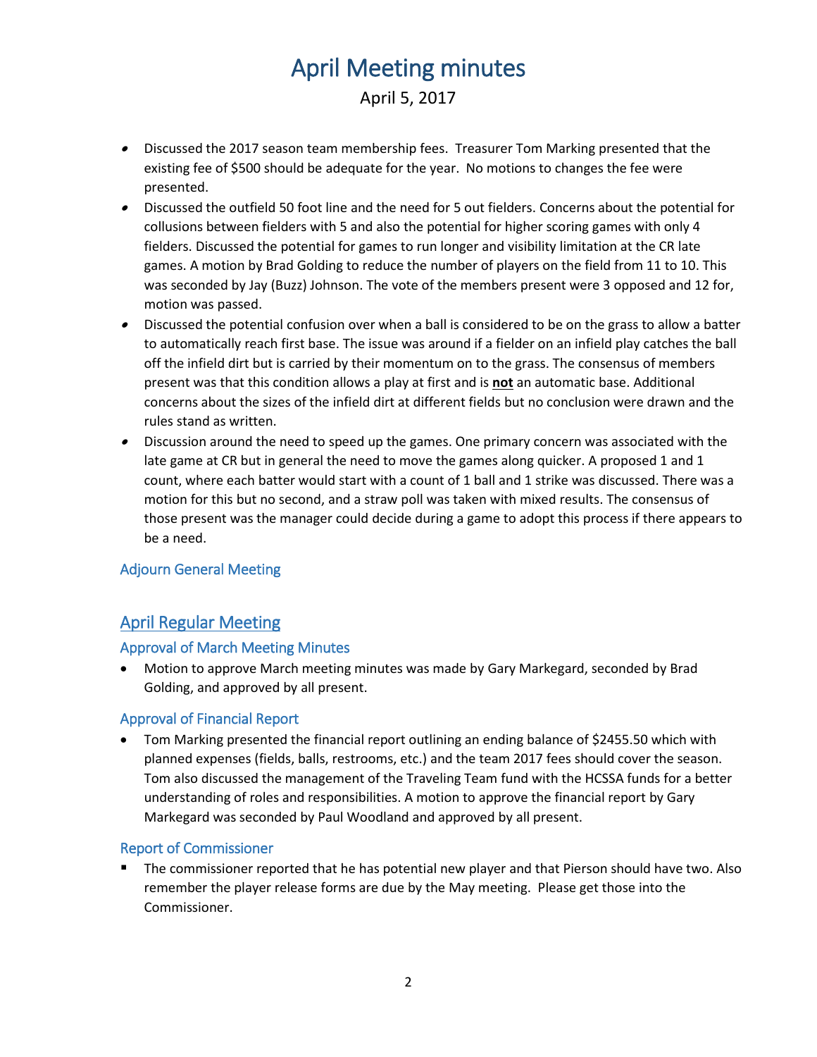# April Meeting minutes

April 5, 2017

- Discussed the 2017 season team membership fees. Treasurer Tom Marking presented that the existing fee of $500 should be adequate for the year. No motions to changes the fee were presented.
- Discussed the outfield 50 foot line and the need for 5 out fielders. Concerns about the potential for collusions between fielders with 5 and also the potential for higher scoring games with only 4 fielders. Discussed the potential for games to run longer and visibility limitation at the CR late games. A motion by Brad Golding to reduce the number of players on the field from 11 to 10. This was seconded by Jay (Buzz) Johnson. The vote of the members present were 3 opposed and 12 for, motion was passed.
- Discussed the potential confusion over when a ball is considered to be on the grass to allow a batter to automatically reach first base. The issue was around if a fielder on an infield play catches the ball off the infield dirt but is carried by their momentum on to the grass. The consensus of members present was that this condition allows a play at first and is **not** an automatic base. Additional concerns about the sizes of the infield dirt at different fields but no conclusion were drawn and the rules stand as written.
- Discussion around the need to speed up the games. One primary concern was associated with the late game at CR but in general the need to move the games along quicker. A proposed 1 and 1 count, where each batter would start with a count of 1 ball and 1 strike was discussed. There was a motion for this but no second, and a straw poll was taken with mixed results. The consensus of those present was the manager could decide during a game to adopt this process if there appears to be a need.

### Adjourn General Meeting

## April Regular Meeting

### Approval of March Meeting Minutes

- Motion to approve March meeting minutes was made by Gary Markegard, seconded by Brad Golding, and approved by all present.

### Approval of Financial Report

- Tom Marking presented the financial report outlining an ending balance of $2455.50 which with planned expenses (fields, balls, restrooms, etc.) and the team 2017 fees should cover the season. Tom also discussed the management of the Traveling Team fund with the HCSSA funds for a better understanding of roles and responsibilities. A motion to approve the financial report by Gary Markegard was seconded by Paul Woodland and approved by all present.

### Report of Commissioner

- The commissioner reported that he has potential new player and that Pierson should have two. Also remember the player release forms are due by the May meeting. Please get those into the Commissioner.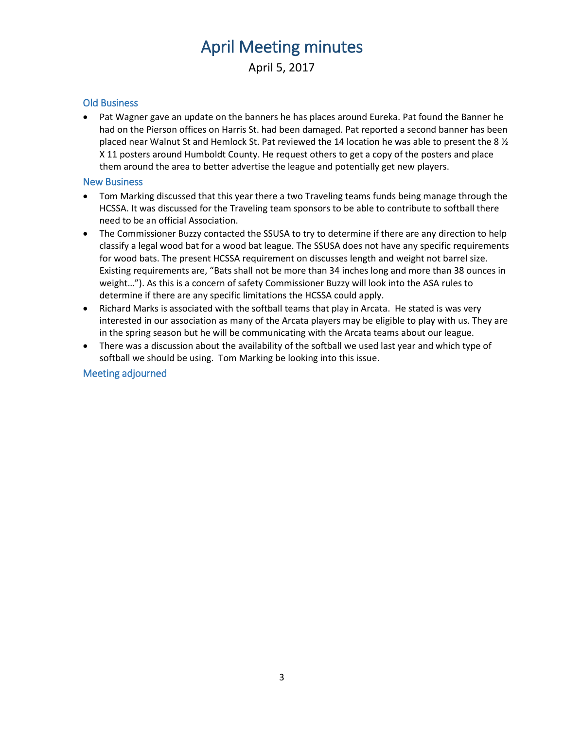# April Meeting minutes

April 5, 2017

## Old Business

- Pat Wagner gave an update on the banners he has places around Eureka. Pat found the Banner he had on the Pierson offices on Harris St. had been damaged. Pat reported a second banner has been placed near Walnut St and Hemlock St. Pat reviewed the 14 location he was able to present the 8 ½ X 11 posters around Humboldt County. He request others to get a copy of the posters and place them around the area to better advertise the league and potentially get new players.

## New Business

- Tom Marking discussed that this year there a two Traveling teams funds being manage through the HCSSA. It was discussed for the Traveling team sponsors to be able to contribute to softball there need to be an official Association.
- The Commissioner Buzzy contacted the SSUSA to try to determine if there are any direction to help classify a legal wood bat for a wood bat league. The SSUSA does not have any specific requirements for wood bats. The present HCSSA requirement on discusses length and weight not barrel size. Existing requirements are, "Bats shall not be more than 34 inches long and more than 38 ounces in weight…"). As this is a concern of safety Commissioner Buzzy will look into the ASA rules to determine if there are any specific limitations the HCSSA could apply.
- Richard Marks is associated with the softball teams that play in Arcata. He stated is was very interested in our association as many of the Arcata players may be eligible to play with us. They are in the spring season but he will be communicating with the Arcata teams about our league.
- There was a discussion about the availability of the softball we used last year and which type of softball we should be using. Tom Marking be looking into this issue.

## Meeting adjourned